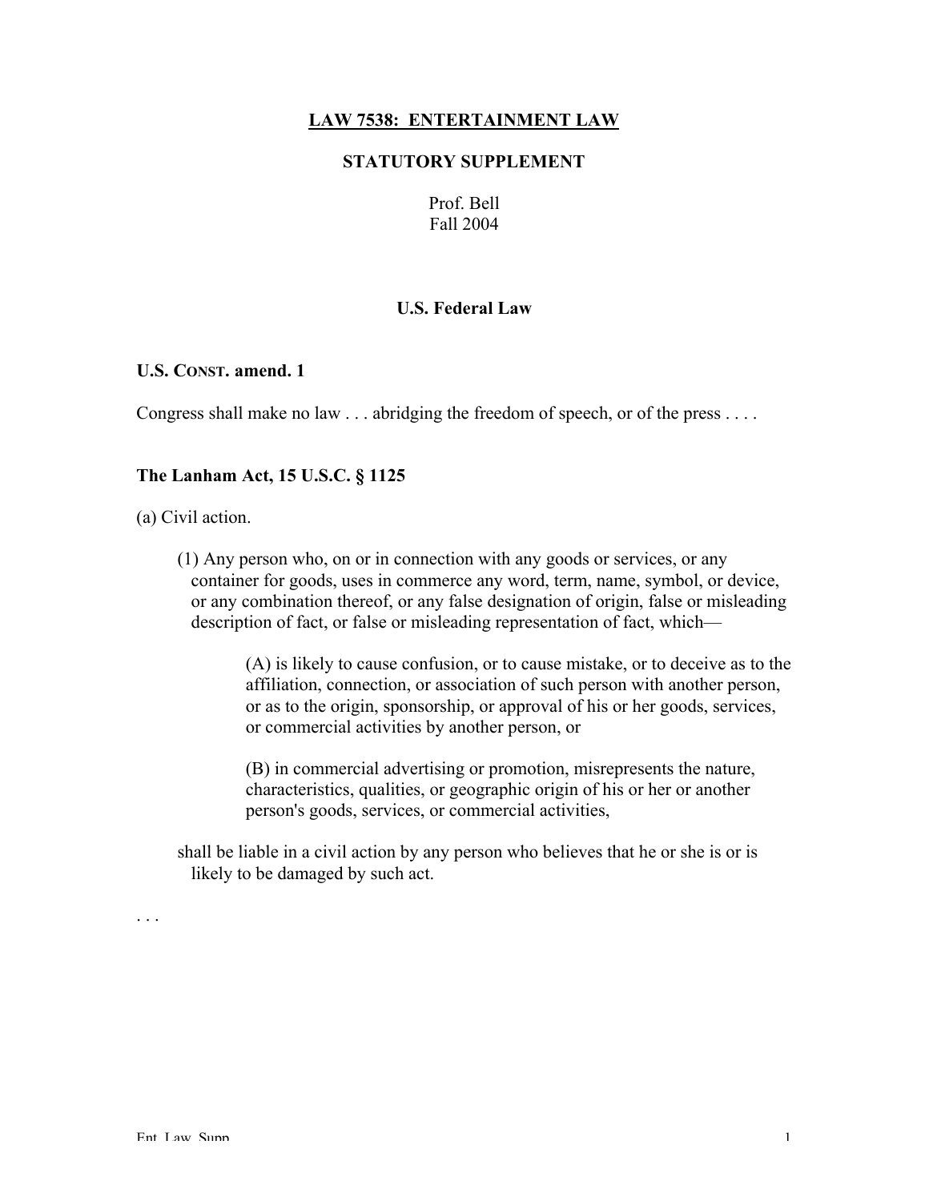# LAW 7538: ENTERTAINMENT LAW

## STATUTORY SUPPLEMENT

Prof. Bell
Fall 2004

## U.S. Federal Law

### U.S. CONST. amend. 1

Congress shall make no law . . . abridging the freedom of speech, or of the press . . . .

### The Lanham Act, 15 U.S.C. § 1125

(a) Civil action.

(1) Any person who, on or in connection with any goods or services, or any container for goods, uses in commerce any word, term, name, symbol, or device, or any combination thereof, or any false designation of origin, false or misleading description of fact, or false or misleading representation of fact, which—

> (A) is likely to cause confusion, or to cause mistake, or to deceive as to the affiliation, connection, or association of such person with another person, or as to the origin, sponsorship, or approval of his or her goods, services, or commercial activities by another person, or
>
> (B) in commercial advertising or promotion, misrepresents the nature, characteristics, qualities, or geographic origin of his or her or another person's goods, services, or commercial activities,

shall be liable in a civil action by any person who believes that he or she is or is likely to be damaged by such act.

. . .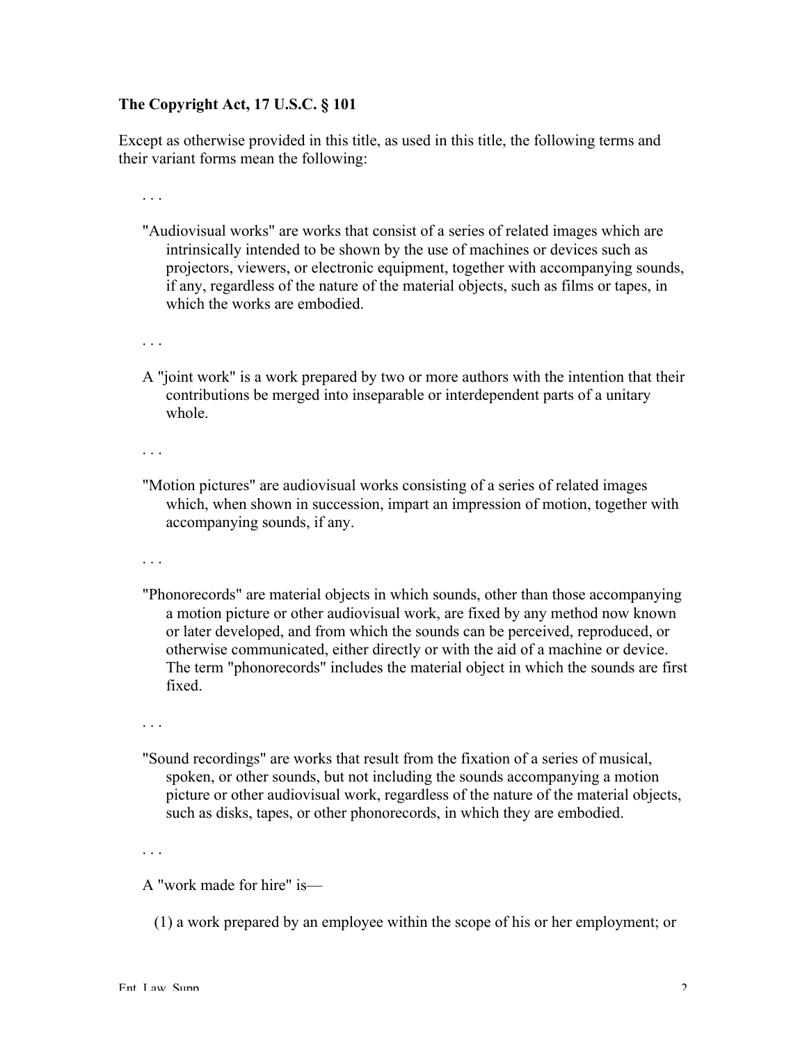**The Copyright Act, 17 U.S.C. § 101**

Except as otherwise provided in this title, as used in this title, the following terms and their variant forms mean the following:

. . .

"Audiovisual works" are works that consist of a series of related images which are intrinsically intended to be shown by the use of machines or devices such as projectors, viewers, or electronic equipment, together with accompanying sounds, if any, regardless of the nature of the material objects, such as films or tapes, in which the works are embodied.

. . .

A "joint work" is a work prepared by two or more authors with the intention that their contributions be merged into inseparable or interdependent parts of a unitary whole.

. . .

"Motion pictures" are audiovisual works consisting of a series of related images which, when shown in succession, impart an impression of motion, together with accompanying sounds, if any.

. . .

"Phonorecords" are material objects in which sounds, other than those accompanying a motion picture or other audiovisual work, are fixed by any method now known or later developed, and from which the sounds can be perceived, reproduced, or otherwise communicated, either directly or with the aid of a machine or device. The term "phonorecords" includes the material object in which the sounds are first fixed.

. . .

"Sound recordings" are works that result from the fixation of a series of musical, spoken, or other sounds, but not including the sounds accompanying a motion picture or other audiovisual work, regardless of the nature of the material objects, such as disks, tapes, or other phonorecords, in which they are embodied.

. . .

A "work made for hire" is—

(1) a work prepared by an employee within the scope of his or her employment; or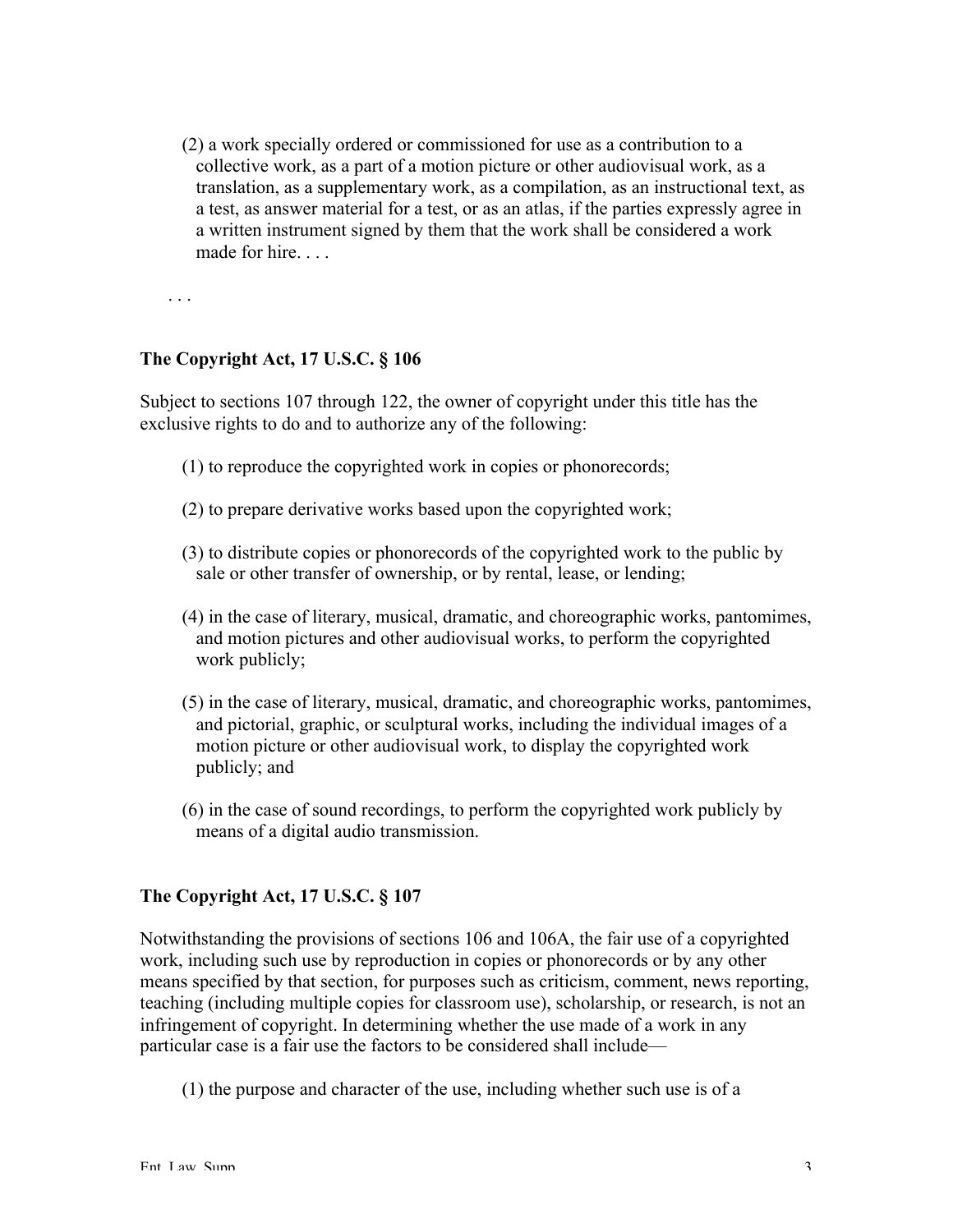(2) a work specially ordered or commissioned for use as a contribution to a collective work, as a part of a motion picture or other audiovisual work, as a translation, as a supplementary work, as a compilation, as an instructional text, as a test, as answer material for a test, or as an atlas, if the parties expressly agree in a written instrument signed by them that the work shall be considered a work made for hire. . . .

. . .

**The Copyright Act, 17 U.S.C. § 106**

Subject to sections 107 through 122, the owner of copyright under this title has the exclusive rights to do and to authorize any of the following:

(1) to reproduce the copyrighted work in copies or phonorecords;

(2) to prepare derivative works based upon the copyrighted work;

(3) to distribute copies or phonorecords of the copyrighted work to the public by sale or other transfer of ownership, or by rental, lease, or lending;

(4) in the case of literary, musical, dramatic, and choreographic works, pantomimes, and motion pictures and other audiovisual works, to perform the copyrighted work publicly;

(5) in the case of literary, musical, dramatic, and choreographic works, pantomimes, and pictorial, graphic, or sculptural works, including the individual images of a motion picture or other audiovisual work, to display the copyrighted work publicly; and

(6) in the case of sound recordings, to perform the copyrighted work publicly by means of a digital audio transmission.

**The Copyright Act, 17 U.S.C. § 107**

Notwithstanding the provisions of sections 106 and 106A, the fair use of a copyrighted work, including such use by reproduction in copies or phonorecords or by any other means specified by that section, for purposes such as criticism, comment, news reporting, teaching (including multiple copies for classroom use), scholarship, or research, is not an infringement of copyright. In determining whether the use made of a work in any particular case is a fair use the factors to be considered shall include—

(1) the purpose and character of the use, including whether such use is of a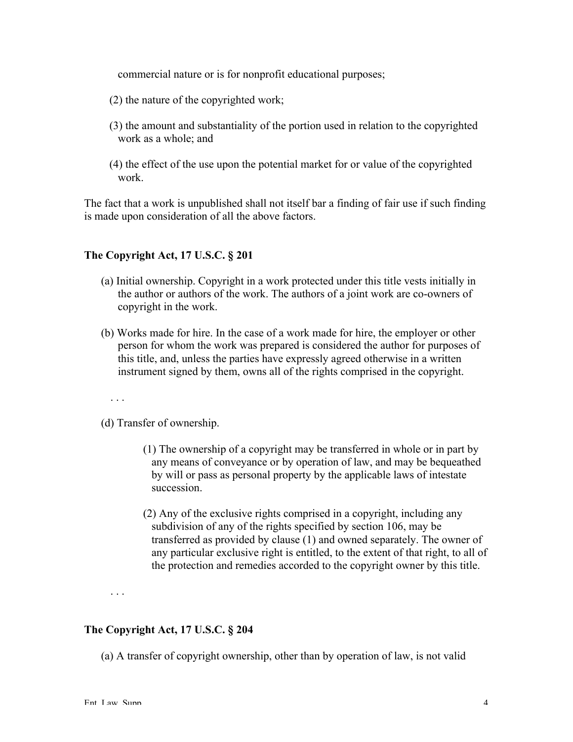commercial nature or is for nonprofit educational purposes;

(2) the nature of the copyrighted work;

(3) the amount and substantiality of the portion used in relation to the copyrighted work as a whole; and

(4) the effect of the use upon the potential market for or value of the copyrighted work.

The fact that a work is unpublished shall not itself bar a finding of fair use if such finding is made upon consideration of all the above factors.

**The Copyright Act, 17 U.S.C. § 201**

(a) Initial ownership. Copyright in a work protected under this title vests initially in the author or authors of the work. The authors of a joint work are co-owners of copyright in the work.

(b) Works made for hire. In the case of a work made for hire, the employer or other person for whom the work was prepared is considered the author for purposes of this title, and, unless the parties have expressly agreed otherwise in a written instrument signed by them, owns all of the rights comprised in the copyright.

. . .

(d) Transfer of ownership.

> (1) The ownership of a copyright may be transferred in whole or in part by any means of conveyance or by operation of law, and may be bequeathed by will or pass as personal property by the applicable laws of intestate succession.
>
> (2) Any of the exclusive rights comprised in a copyright, including any subdivision of any of the rights specified by section 106, may be transferred as provided by clause (1) and owned separately. The owner of any particular exclusive right is entitled, to the extent of that right, to all of the protection and remedies accorded to the copyright owner by this title.

. . .

**The Copyright Act, 17 U.S.C. § 204**

(a) A transfer of copyright ownership, other than by operation of law, is not valid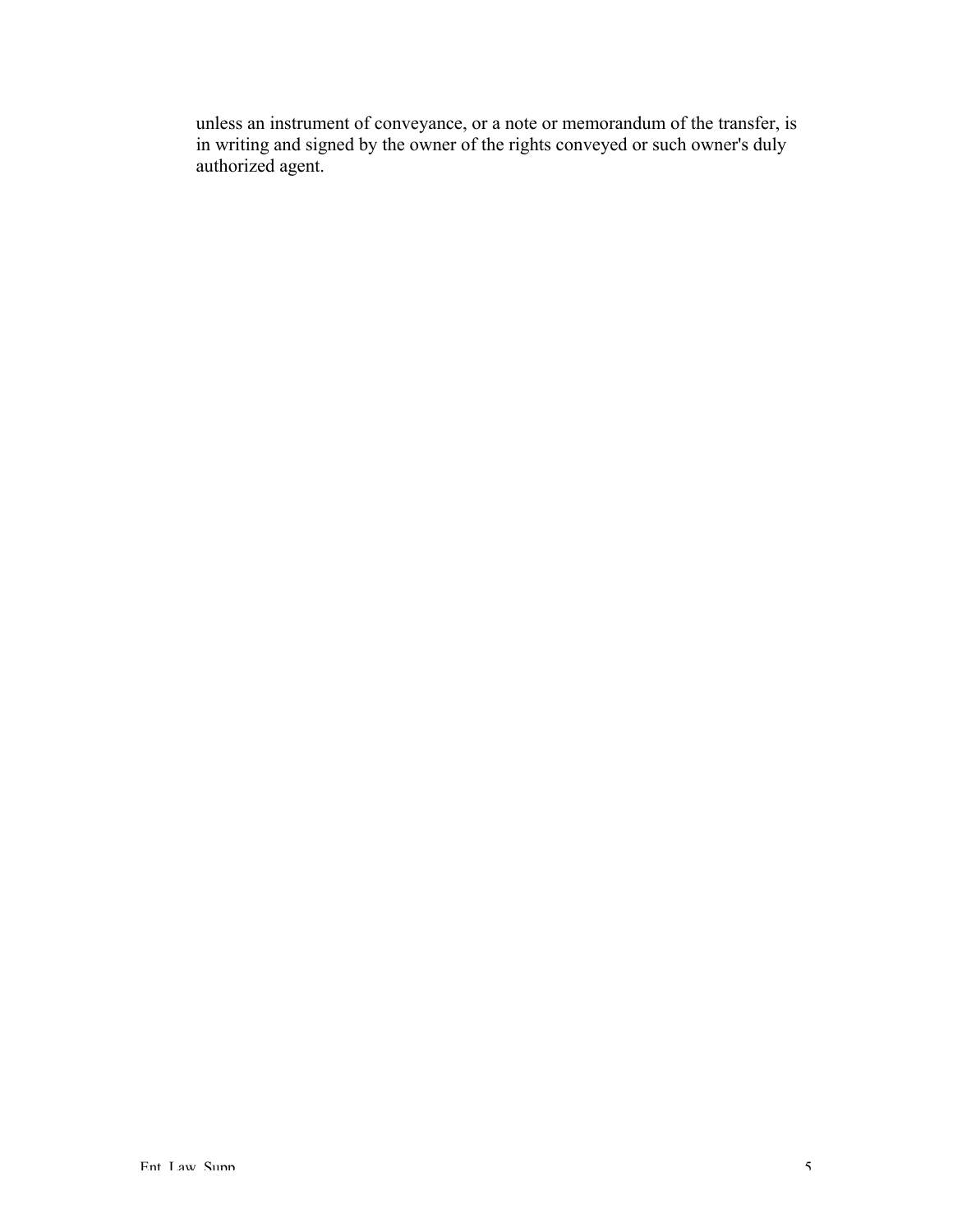unless an instrument of conveyance, or a note or memorandum of the transfer, is in writing and signed by the owner of the rights conveyed or such owner's duly authorized agent.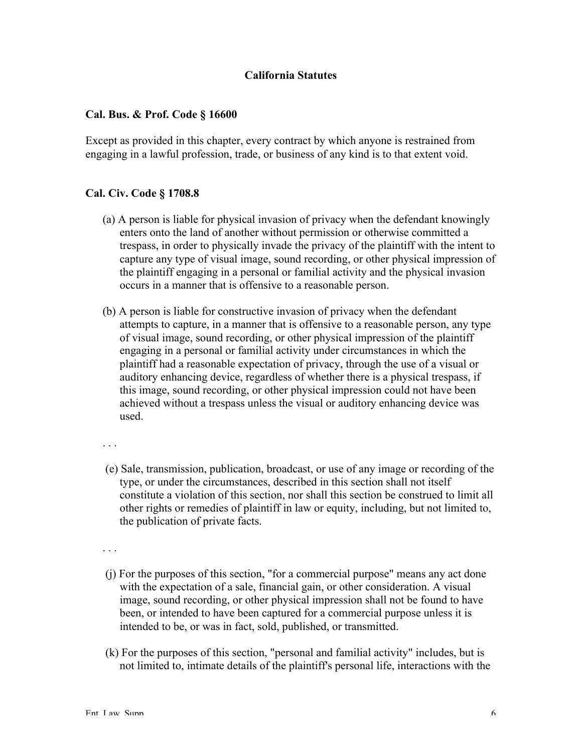## California Statutes

### Cal. Bus. & Prof. Code § 16600

Except as provided in this chapter, every contract by which anyone is restrained from engaging in a lawful profession, trade, or business of any kind is to that extent void.

### Cal. Civ. Code § 1708.8

(a) A person is liable for physical invasion of privacy when the defendant knowingly enters onto the land of another without permission or otherwise committed a trespass, in order to physically invade the privacy of the plaintiff with the intent to capture any type of visual image, sound recording, or other physical impression of the plaintiff engaging in a personal or familial activity and the physical invasion occurs in a manner that is offensive to a reasonable person.

(b) A person is liable for constructive invasion of privacy when the defendant attempts to capture, in a manner that is offensive to a reasonable person, any type of visual image, sound recording, or other physical impression of the plaintiff engaging in a personal or familial activity under circumstances in which the plaintiff had a reasonable expectation of privacy, through the use of a visual or auditory enhancing device, regardless of whether there is a physical trespass, if this image, sound recording, or other physical impression could not have been achieved without a trespass unless the visual or auditory enhancing device was used.

. . .

(e) Sale, transmission, publication, broadcast, or use of any image or recording of the type, or under the circumstances, described in this section shall not itself constitute a violation of this section, nor shall this section be construed to limit all other rights or remedies of plaintiff in law or equity, including, but not limited to, the publication of private facts.

. . .

(j) For the purposes of this section, "for a commercial purpose" means any act done with the expectation of a sale, financial gain, or other consideration. A visual image, sound recording, or other physical impression shall not be found to have been, or intended to have been captured for a commercial purpose unless it is intended to be, or was in fact, sold, published, or transmitted.

(k) For the purposes of this section, "personal and familial activity" includes, but is not limited to, intimate details of the plaintiff's personal life, interactions with the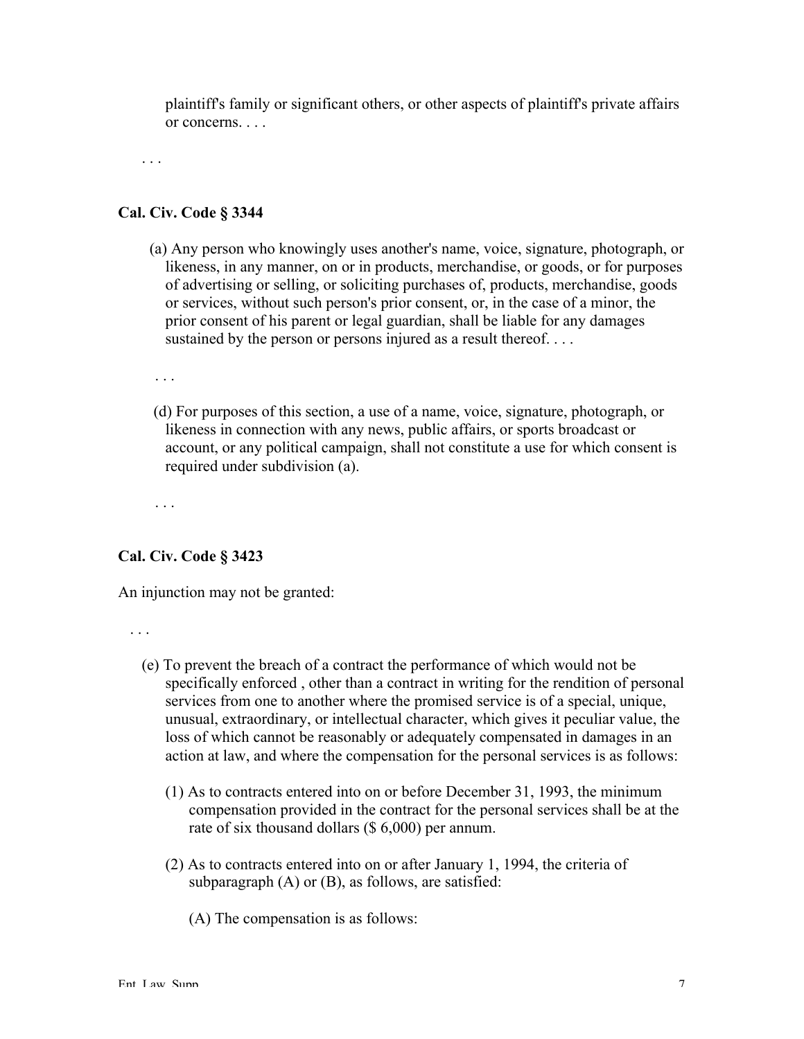plaintiff's family or significant others, or other aspects of plaintiff's private affairs or concerns. . . .

. . .

**Cal. Civ. Code § 3344**

(a) Any person who knowingly uses another's name, voice, signature, photograph, or likeness, in any manner, on or in products, merchandise, or goods, or for purposes of advertising or selling, or soliciting purchases of, products, merchandise, goods or services, without such person's prior consent, or, in the case of a minor, the prior consent of his parent or legal guardian, shall be liable for any damages sustained by the person or persons injured as a result thereof. . . .

. . .

(d) For purposes of this section, a use of a name, voice, signature, photograph, or likeness in connection with any news, public affairs, or sports broadcast or account, or any political campaign, shall not constitute a use for which consent is required under subdivision (a).

. . .

**Cal. Civ. Code § 3423**

An injunction may not be granted:

. . .

(e) To prevent the breach of a contract the performance of which would not be specifically enforced , other than a contract in writing for the rendition of personal services from one to another where the promised service is of a special, unique, unusual, extraordinary, or intellectual character, which gives it peculiar value, the loss of which cannot be reasonably or adequately compensated in damages in an action at law, and where the compensation for the personal services is as follows:

(1) As to contracts entered into on or before December 31, 1993, the minimum compensation provided in the contract for the personal services shall be at the rate of six thousand dollars ($ 6,000) per annum.

(2) As to contracts entered into on or after January 1, 1994, the criteria of subparagraph (A) or (B), as follows, are satisfied:

(A) The compensation is as follows: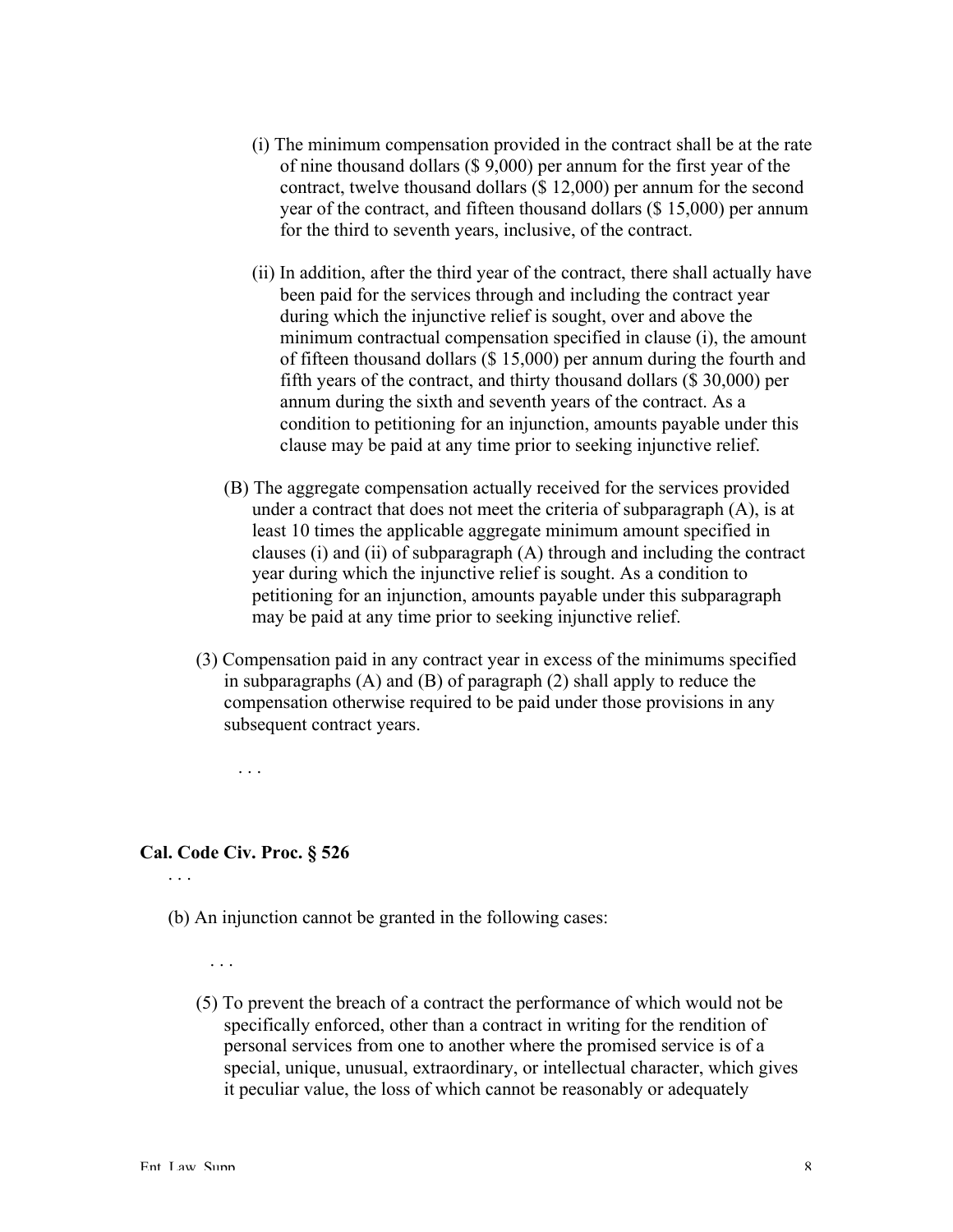(i) The minimum compensation provided in the contract shall be at the rate of nine thousand dollars ($ 9,000) per annum for the first year of the contract, twelve thousand dollars ($ 12,000) per annum for the second year of the contract, and fifteen thousand dollars ($ 15,000) per annum for the third to seventh years, inclusive, of the contract.

(ii) In addition, after the third year of the contract, there shall actually have been paid for the services through and including the contract year during which the injunctive relief is sought, over and above the minimum contractual compensation specified in clause (i), the amount of fifteen thousand dollars ($ 15,000) per annum during the fourth and fifth years of the contract, and thirty thousand dollars ($ 30,000) per annum during the sixth and seventh years of the contract. As a condition to petitioning for an injunction, amounts payable under this clause may be paid at any time prior to seeking injunctive relief.

(B) The aggregate compensation actually received for the services provided under a contract that does not meet the criteria of subparagraph (A), is at least 10 times the applicable aggregate minimum amount specified in clauses (i) and (ii) of subparagraph (A) through and including the contract year during which the injunctive relief is sought. As a condition to petitioning for an injunction, amounts payable under this subparagraph may be paid at any time prior to seeking injunctive relief.

(3) Compensation paid in any contract year in excess of the minimums specified in subparagraphs (A) and (B) of paragraph (2) shall apply to reduce the compensation otherwise required to be paid under those provisions in any subsequent contract years.

. . .

**Cal. Code Civ. Proc. § 526**

. . .

(b) An injunction cannot be granted in the following cases:

. . .

(5) To prevent the breach of a contract the performance of which would not be specifically enforced, other than a contract in writing for the rendition of personal services from one to another where the promised service is of a special, unique, unusual, extraordinary, or intellectual character, which gives it peculiar value, the loss of which cannot be reasonably or adequately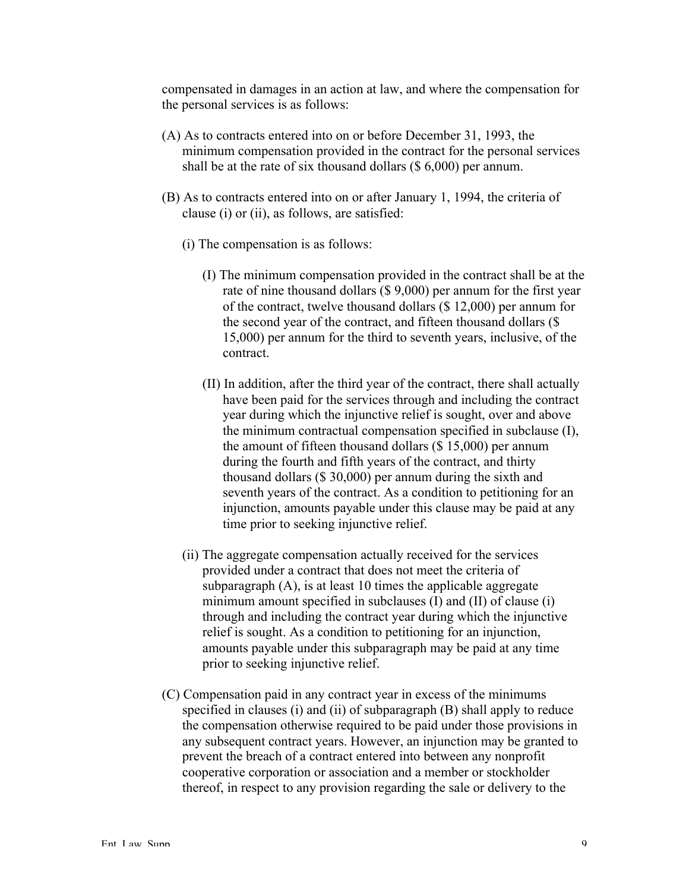compensated in damages in an action at law, and where the compensation for the personal services is as follows:

(A) As to contracts entered into on or before December 31, 1993, the minimum compensation provided in the contract for the personal services shall be at the rate of six thousand dollars ($ 6,000) per annum.

(B) As to contracts entered into on or after January 1, 1994, the criteria of clause (i) or (ii), as follows, are satisfied:

(i) The compensation is as follows:

(I) The minimum compensation provided in the contract shall be at the rate of nine thousand dollars ($ 9,000) per annum for the first year of the contract, twelve thousand dollars ($ 12,000) per annum for the second year of the contract, and fifteen thousand dollars ($ 15,000) per annum for the third to seventh years, inclusive, of the contract.

(II) In addition, after the third year of the contract, there shall actually have been paid for the services through and including the contract year during which the injunctive relief is sought, over and above the minimum contractual compensation specified in subclause (I), the amount of fifteen thousand dollars ($ 15,000) per annum during the fourth and fifth years of the contract, and thirty thousand dollars ($ 30,000) per annum during the sixth and seventh years of the contract. As a condition to petitioning for an injunction, amounts payable under this clause may be paid at any time prior to seeking injunctive relief.

(ii) The aggregate compensation actually received for the services provided under a contract that does not meet the criteria of subparagraph (A), is at least 10 times the applicable aggregate minimum amount specified in subclauses (I) and (II) of clause (i) through and including the contract year during which the injunctive relief is sought. As a condition to petitioning for an injunction, amounts payable under this subparagraph may be paid at any time prior to seeking injunctive relief.

(C) Compensation paid in any contract year in excess of the minimums specified in clauses (i) and (ii) of subparagraph (B) shall apply to reduce the compensation otherwise required to be paid under those provisions in any subsequent contract years. However, an injunction may be granted to prevent the breach of a contract entered into between any nonprofit cooperative corporation or association and a member or stockholder thereof, in respect to any provision regarding the sale or delivery to the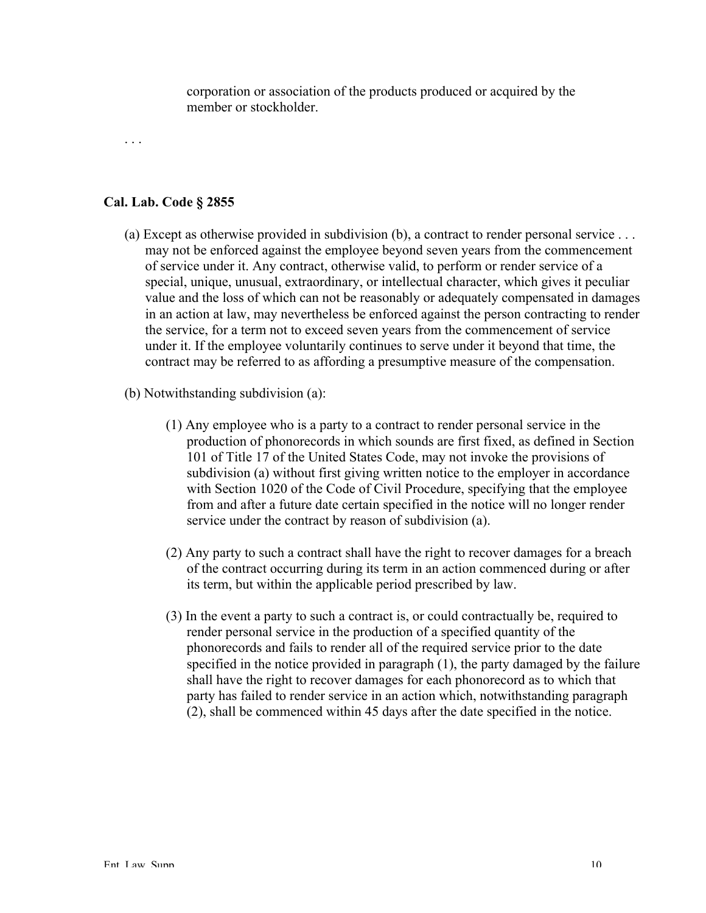corporation or association of the products produced or acquired by the member or stockholder.

. . .

**Cal. Lab. Code § 2855**

(a) Except as otherwise provided in subdivision (b), a contract to render personal service . . . may not be enforced against the employee beyond seven years from the commencement of service under it. Any contract, otherwise valid, to perform or render service of a special, unique, unusual, extraordinary, or intellectual character, which gives it peculiar value and the loss of which can not be reasonably or adequately compensated in damages in an action at law, may nevertheless be enforced against the person contracting to render the service, for a term not to exceed seven years from the commencement of service under it. If the employee voluntarily continues to serve under it beyond that time, the contract may be referred to as affording a presumptive measure of the compensation.

(b) Notwithstanding subdivision (a):

(1) Any employee who is a party to a contract to render personal service in the production of phonorecords in which sounds are first fixed, as defined in Section 101 of Title 17 of the United States Code, may not invoke the provisions of subdivision (a) without first giving written notice to the employer in accordance with Section 1020 of the Code of Civil Procedure, specifying that the employee from and after a future date certain specified in the notice will no longer render service under the contract by reason of subdivision (a).

(2) Any party to such a contract shall have the right to recover damages for a breach of the contract occurring during its term in an action commenced during or after its term, but within the applicable period prescribed by law.

(3) In the event a party to such a contract is, or could contractually be, required to render personal service in the production of a specified quantity of the phonorecords and fails to render all of the required service prior to the date specified in the notice provided in paragraph (1), the party damaged by the failure shall have the right to recover damages for each phonorecord as to which that party has failed to render service in an action which, notwithstanding paragraph (2), shall be commenced within 45 days after the date specified in the notice.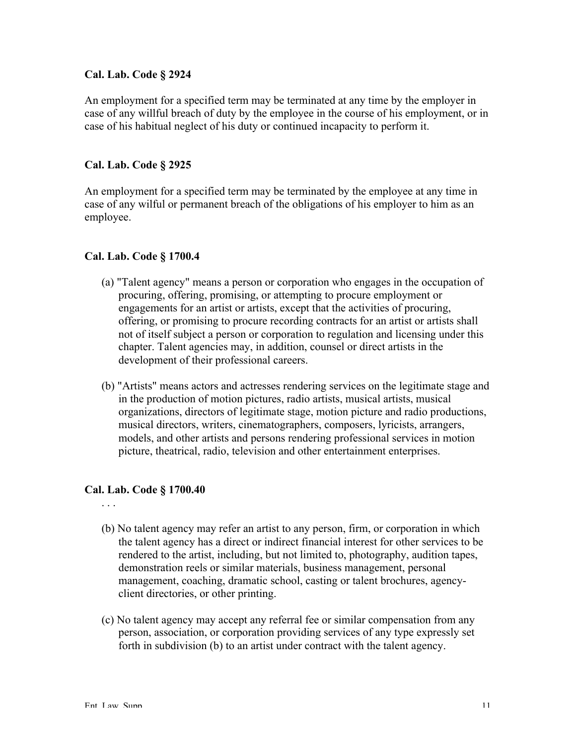**Cal. Lab. Code § 2924**

An employment for a specified term may be terminated at any time by the employer in case of any willful breach of duty by the employee in the course of his employment, or in case of his habitual neglect of his duty or continued incapacity to perform it.

**Cal. Lab. Code § 2925**

An employment for a specified term may be terminated by the employee at any time in case of any wilful or permanent breach of the obligations of his employer to him as an employee.

**Cal. Lab. Code § 1700.4**

(a) "Talent agency" means a person or corporation who engages in the occupation of procuring, offering, promising, or attempting to procure employment or engagements for an artist or artists, except that the activities of procuring, offering, or promising to procure recording contracts for an artist or artists shall not of itself subject a person or corporation to regulation and licensing under this chapter. Talent agencies may, in addition, counsel or direct artists in the development of their professional careers.

(b) "Artists" means actors and actresses rendering services on the legitimate stage and in the production of motion pictures, radio artists, musical artists, musical organizations, directors of legitimate stage, motion picture and radio productions, musical directors, writers, cinematographers, composers, lyricists, arrangers, models, and other artists and persons rendering professional services in motion picture, theatrical, radio, television and other entertainment enterprises.

**Cal. Lab. Code § 1700.40**

. . .

(b) No talent agency may refer an artist to any person, firm, or corporation in which the talent agency has a direct or indirect financial interest for other services to be rendered to the artist, including, but not limited to, photography, audition tapes, demonstration reels or similar materials, business management, personal management, coaching, dramatic school, casting or talent brochures, agency-client directories, or other printing.

(c) No talent agency may accept any referral fee or similar compensation from any person, association, or corporation providing services of any type expressly set forth in subdivision (b) to an artist under contract with the talent agency.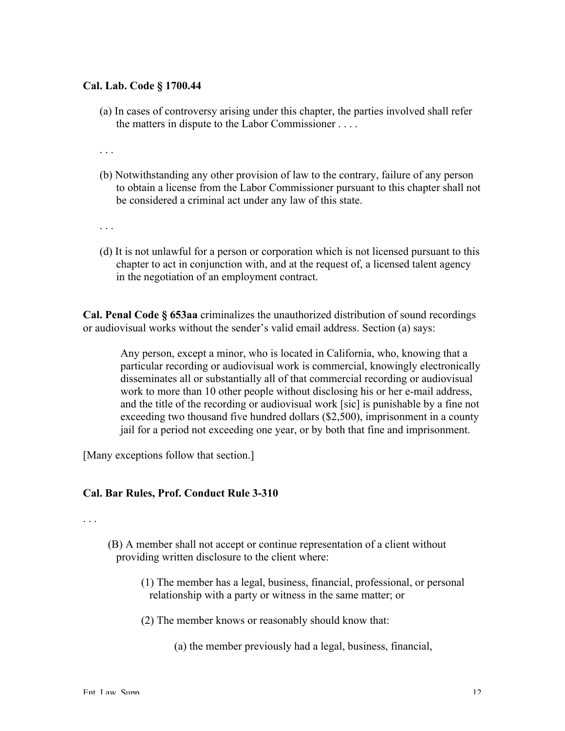**Cal. Lab. Code § 1700.44**

(a) In cases of controversy arising under this chapter, the parties involved shall refer the matters in dispute to the Labor Commissioner . . . .

. . .

(b) Notwithstanding any other provision of law to the contrary, failure of any person to obtain a license from the Labor Commissioner pursuant to this chapter shall not be considered a criminal act under any law of this state.

. . .

(d) It is not unlawful for a person or corporation which is not licensed pursuant to this chapter to act in conjunction with, and at the request of, a licensed talent agency in the negotiation of an employment contract.

**Cal. Penal Code § 653aa** criminalizes the unauthorized distribution of sound recordings or audiovisual works without the sender's valid email address. Section (a) says:

> Any person, except a minor, who is located in California, who, knowing that a particular recording or audiovisual work is commercial, knowingly electronically disseminates all or substantially all of that commercial recording or audiovisual work to more than 10 other people without disclosing his or her e-mail address, and the title of the recording or audiovisual work [sic] is punishable by a fine not exceeding two thousand five hundred dollars ($2,500), imprisonment in a county jail for a period not exceeding one year, or by both that fine and imprisonment.

[Many exceptions follow that section.]

**Cal. Bar Rules, Prof. Conduct Rule 3-310**

. . .

(B) A member shall not accept or continue representation of a client without providing written disclosure to the client where:

(1) The member has a legal, business, financial, professional, or personal relationship with a party or witness in the same matter; or

(2) The member knows or reasonably should know that:

(a) the member previously had a legal, business, financial,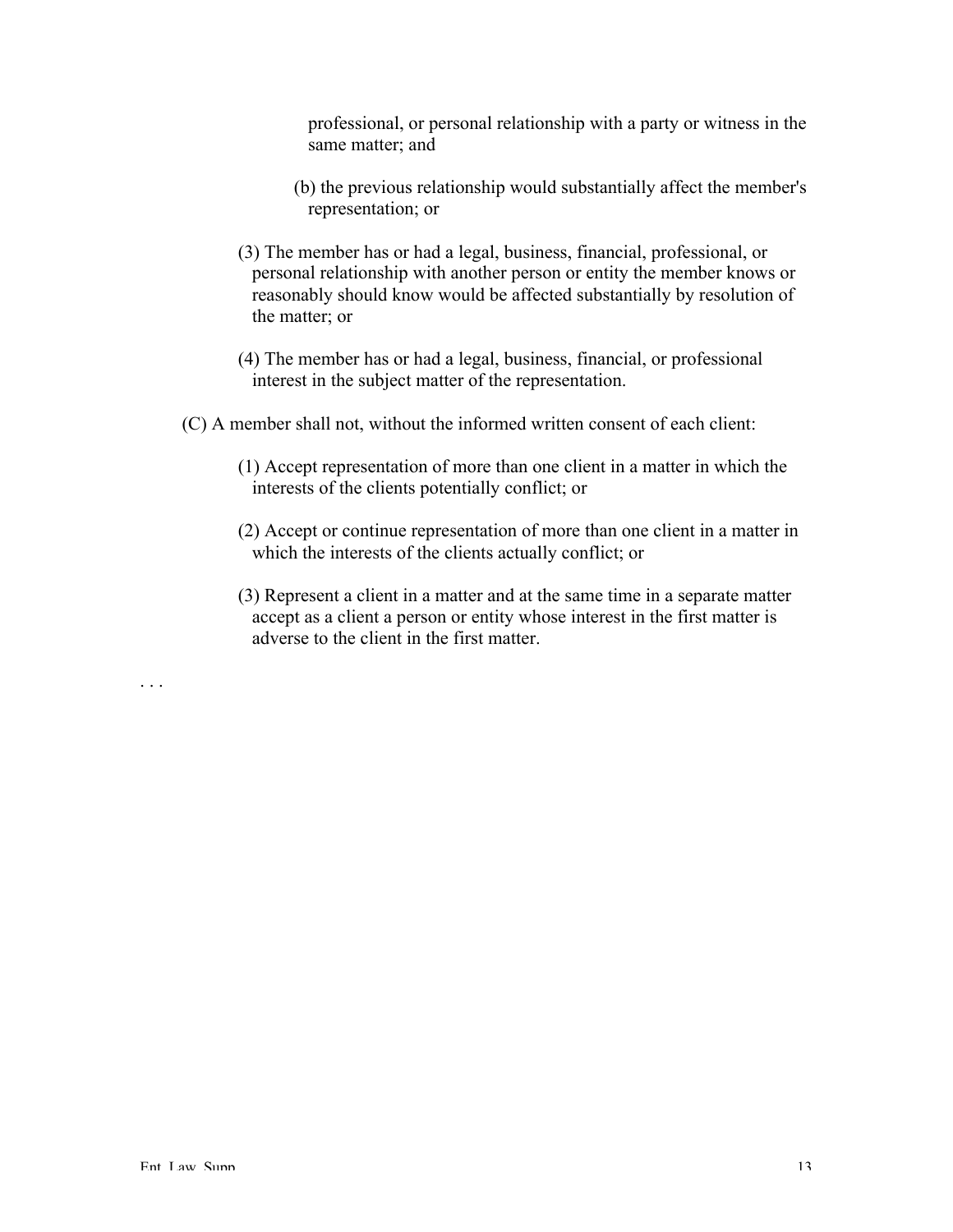professional, or personal relationship with a party or witness in the same matter; and

(b) the previous relationship would substantially affect the member's representation; or

(3) The member has or had a legal, business, financial, professional, or personal relationship with another person or entity the member knows or reasonably should know would be affected substantially by resolution of the matter; or

(4) The member has or had a legal, business, financial, or professional interest in the subject matter of the representation.

(C) A member shall not, without the informed written consent of each client:

(1) Accept representation of more than one client in a matter in which the interests of the clients potentially conflict; or

(2) Accept or continue representation of more than one client in a matter in which the interests of the clients actually conflict; or

(3) Represent a client in a matter and at the same time in a separate matter accept as a client a person or entity whose interest in the first matter is adverse to the client in the first matter.

. . .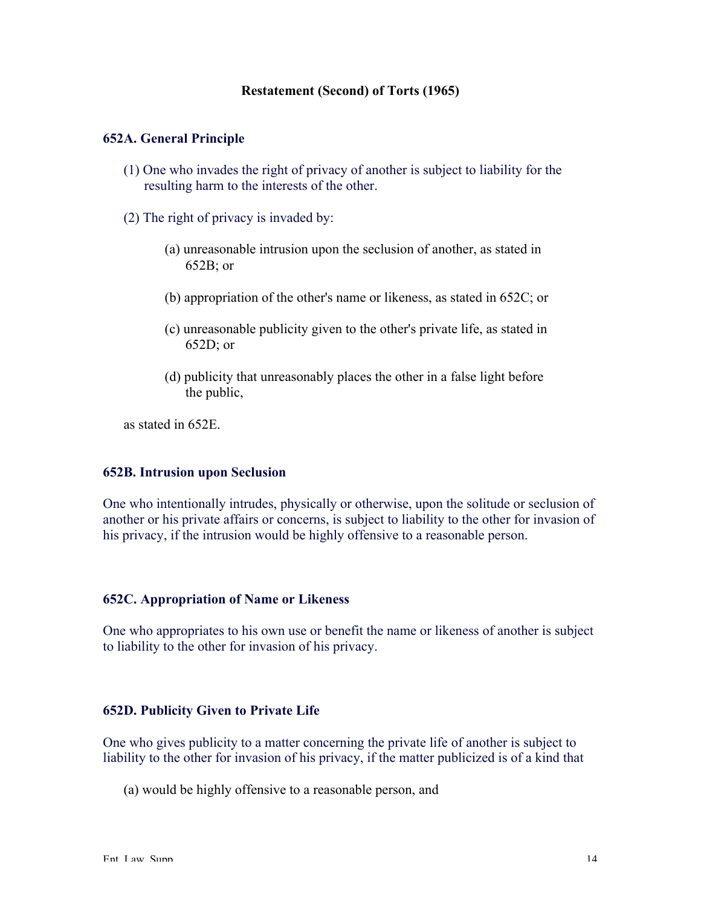**Restatement (Second) of Torts (1965)**

### 652A. General Principle

(1) One who invades the right of privacy of another is subject to liability for the resulting harm to the interests of the other.

(2) The right of privacy is invaded by:

> (a) unreasonable intrusion upon the seclusion of another, as stated in 652B; or
>
> (b) appropriation of the other's name or likeness, as stated in 652C; or
>
> (c) unreasonable publicity given to the other's private life, as stated in 652D; or
>
> (d) publicity that unreasonably places the other in a false light before the public,

as stated in 652E.

### 652B. Intrusion upon Seclusion

One who intentionally intrudes, physically or otherwise, upon the solitude or seclusion of another or his private affairs or concerns, is subject to liability to the other for invasion of his privacy, if the intrusion would be highly offensive to a reasonable person.

### 652C. Appropriation of Name or Likeness

One who appropriates to his own use or benefit the name or likeness of another is subject to liability to the other for invasion of his privacy.

### 652D. Publicity Given to Private Life

One who gives publicity to a matter concerning the private life of another is subject to liability to the other for invasion of his privacy, if the matter publicized is of a kind that

(a) would be highly offensive to a reasonable person, and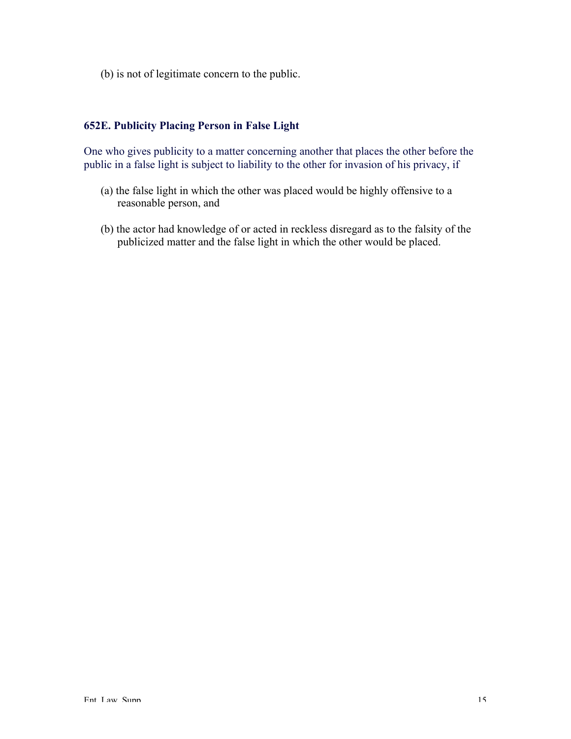(b) is not of legitimate concern to the public.

### 652E. Publicity Placing Person in False Light

One who gives publicity to a matter concerning another that places the other before the public in a false light is subject to liability to the other for invasion of his privacy, if

(a) the false light in which the other was placed would be highly offensive to a reasonable person, and

(b) the actor had knowledge of or acted in reckless disregard as to the falsity of the publicized matter and the false light in which the other would be placed.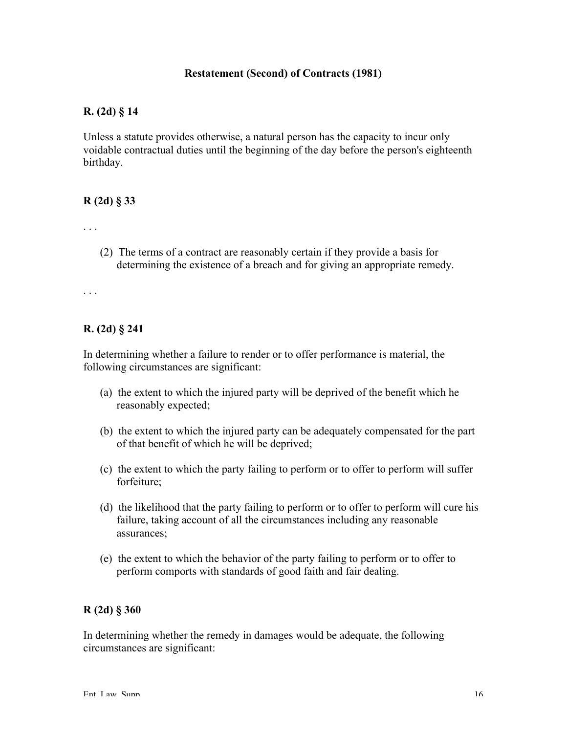**Restatement (Second) of Contracts (1981)**

**R. (2d) § 14**

Unless a statute provides otherwise, a natural person has the capacity to incur only voidable contractual duties until the beginning of the day before the person's eighteenth birthday.

**R (2d) § 33**

. . .

(2) The terms of a contract are reasonably certain if they provide a basis for determining the existence of a breach and for giving an appropriate remedy.

. . .

**R. (2d) § 241**

In determining whether a failure to render or to offer performance is material, the following circumstances are significant:

(a) the extent to which the injured party will be deprived of the benefit which he reasonably expected;

(b) the extent to which the injured party can be adequately compensated for the part of that benefit of which he will be deprived;

(c) the extent to which the party failing to perform or to offer to perform will suffer forfeiture;

(d) the likelihood that the party failing to perform or to offer to perform will cure his failure, taking account of all the circumstances including any reasonable assurances;

(e) the extent to which the behavior of the party failing to perform or to offer to perform comports with standards of good faith and fair dealing.

**R (2d) § 360**

In determining whether the remedy in damages would be adequate, the following circumstances are significant: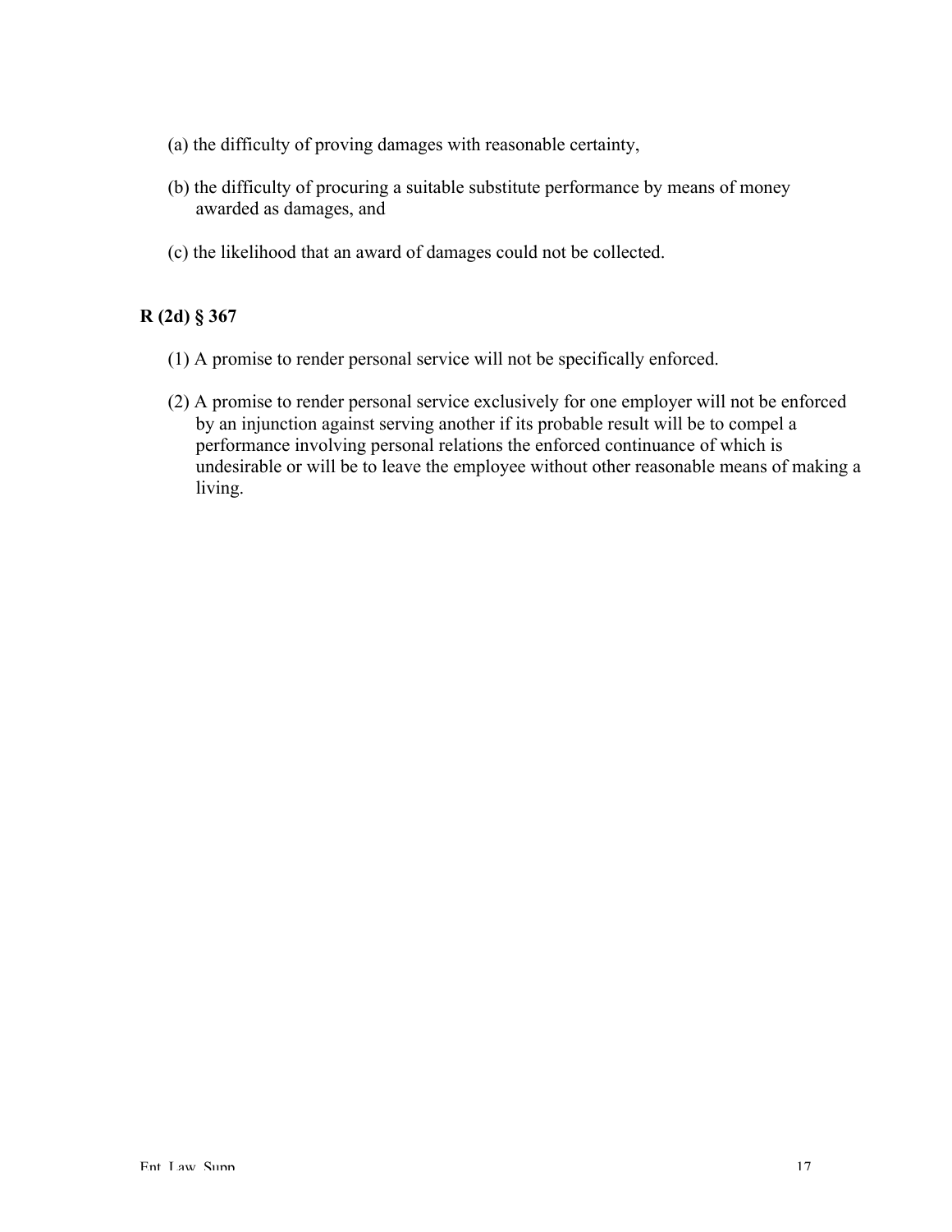(a) the difficulty of proving damages with reasonable certainty,

(b) the difficulty of procuring a suitable substitute performance by means of money awarded as damages, and

(c) the likelihood that an award of damages could not be collected.

**R (2d) § 367**

(1) A promise to render personal service will not be specifically enforced.

(2) A promise to render personal service exclusively for one employer will not be enforced by an injunction against serving another if its probable result will be to compel a performance involving personal relations the enforced continuance of which is undesirable or will be to leave the employee without other reasonable means of making a living.